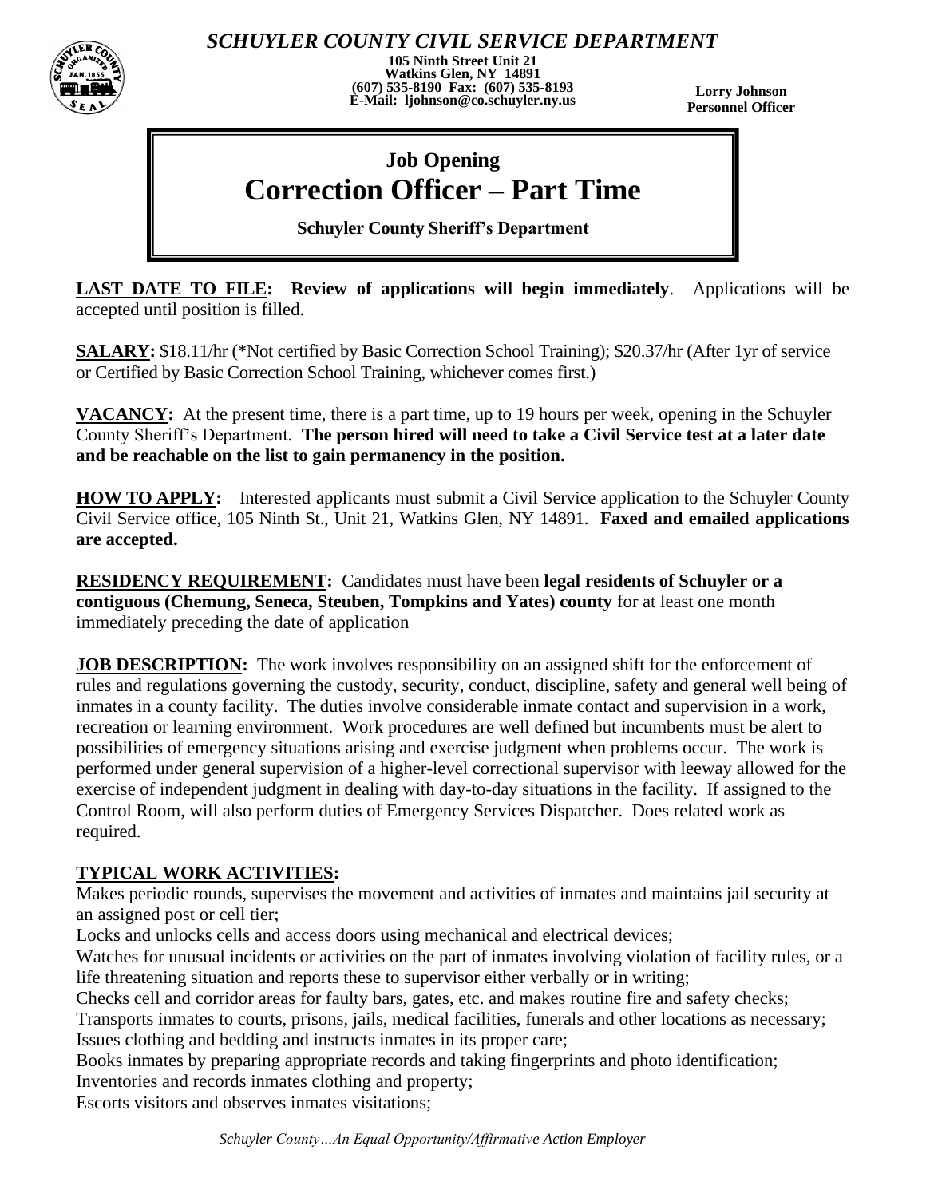# SCHUYLER COUNTY CIVIL SERVICE DEPARTMENT

**105 Ninth Street Unit 21**
**Watkins Glen, NY 14891**
**(607) 535-8190 Fax: (607) 535-8193**
**E-Mail: ljohnson@co.schuyler.ny.us**

**Lorry Johnson**
**Personnel Officer**

## Job Opening
# Correction Officer – Part Time
**Schuyler County Sheriff's Department**

**LAST DATE TO FILE: Review of applications will begin immediately**. Applications will be accepted until position is filled.

**SALARY:** $18.11/hr (*Not certified by Basic Correction School Training); $20.37/hr (After 1yr of service or Certified by Basic Correction School Training, whichever comes first.)

**VACANCY:** At the present time, there is a part time, up to 19 hours per week, opening in the Schuyler County Sheriff's Department. **The person hired will need to take a Civil Service test at a later date and be reachable on the list to gain permanency in the position.**

**HOW TO APPLY:** Interested applicants must submit a Civil Service application to the Schuyler County Civil Service office, 105 Ninth St., Unit 21, Watkins Glen, NY 14891. **Faxed and emailed applications are accepted.**

**RESIDENCY REQUIREMENT:** Candidates must have been **legal residents of Schuyler or a contiguous (Chemung, Seneca, Steuben, Tompkins and Yates) county** for at least one month immediately preceding the date of application

**JOB DESCRIPTION:** The work involves responsibility on an assigned shift for the enforcement of rules and regulations governing the custody, security, conduct, discipline, safety and general well being of inmates in a county facility. The duties involve considerable inmate contact and supervision in a work, recreation or learning environment. Work procedures are well defined but incumbents must be alert to possibilities of emergency situations arising and exercise judgment when problems occur. The work is performed under general supervision of a higher-level correctional supervisor with leeway allowed for the exercise of independent judgment in dealing with day-to-day situations in the facility. If assigned to the Control Room, will also perform duties of Emergency Services Dispatcher. Does related work as required.

**TYPICAL WORK ACTIVITIES:**

Makes periodic rounds, supervises the movement and activities of inmates and maintains jail security at an assigned post or cell tier;
Locks and unlocks cells and access doors using mechanical and electrical devices;
Watches for unusual incidents or activities on the part of inmates involving violation of facility rules, or a life threatening situation and reports these to supervisor either verbally or in writing;
Checks cell and corridor areas for faulty bars, gates, etc. and makes routine fire and safety checks;
Transports inmates to courts, prisons, jails, medical facilities, funerals and other locations as necessary;
Issues clothing and bedding and instructs inmates in its proper care;
Books inmates by preparing appropriate records and taking fingerprints and photo identification;
Inventories and records inmates clothing and property;
Escorts visitors and observes inmates visitations;

*Schuyler County…An Equal Opportunity/Affirmative Action Employer*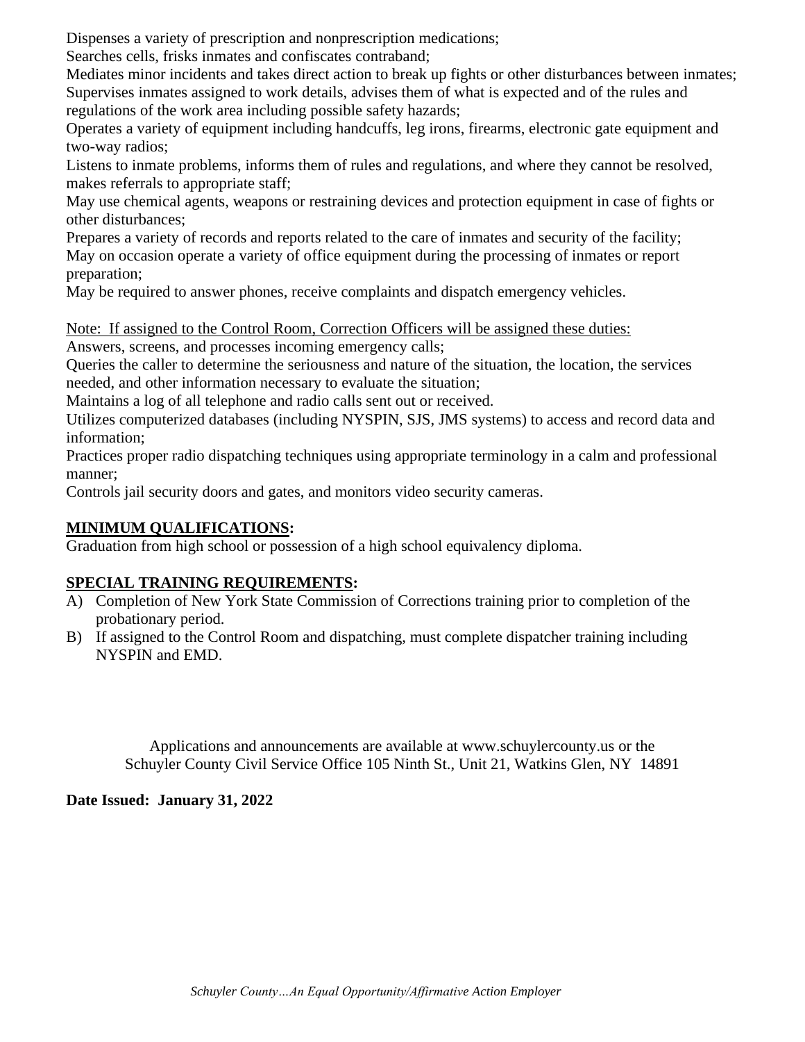Dispenses a variety of prescription and nonprescription medications;
Searches cells, frisks inmates and confiscates contraband;
Mediates minor incidents and takes direct action to break up fights or other disturbances between inmates;
Supervises inmates assigned to work details, advises them of what is expected and of the rules and regulations of the work area including possible safety hazards;
Operates a variety of equipment including handcuffs, leg irons, firearms, electronic gate equipment and two-way radios;
Listens to inmate problems, informs them of rules and regulations, and where they cannot be resolved, makes referrals to appropriate staff;
May use chemical agents, weapons or restraining devices and protection equipment in case of fights or other disturbances;
Prepares a variety of records and reports related to the care of inmates and security of the facility;
May on occasion operate a variety of office equipment during the processing of inmates or report preparation;
May be required to answer phones, receive complaints and dispatch emergency vehicles.

Note: If assigned to the Control Room, Correction Officers will be assigned these duties:
Answers, screens, and processes incoming emergency calls;
Queries the caller to determine the seriousness and nature of the situation, the location, the services needed, and other information necessary to evaluate the situation;
Maintains a log of all telephone and radio calls sent out or received.
Utilizes computerized databases (including NYSPIN, SJS, JMS systems) to access and record data and information;
Practices proper radio dispatching techniques using appropriate terminology in a calm and professional manner;
Controls jail security doors and gates, and monitors video security cameras.

**MINIMUM QUALIFICATIONS:**
Graduation from high school or possession of a high school equivalency diploma.

**SPECIAL TRAINING REQUIREMENTS:**

A) Completion of New York State Commission of Corrections training prior to completion of the probationary period.
B) If assigned to the Control Room and dispatching, must complete dispatcher training including NYSPIN and EMD.

Applications and announcements are available at www.schuylercounty.us or the Schuyler County Civil Service Office 105 Ninth St., Unit 21, Watkins Glen, NY 14891

**Date Issued: January 31, 2022**

*Schuyler County…An Equal Opportunity/Affirmative Action Employer*